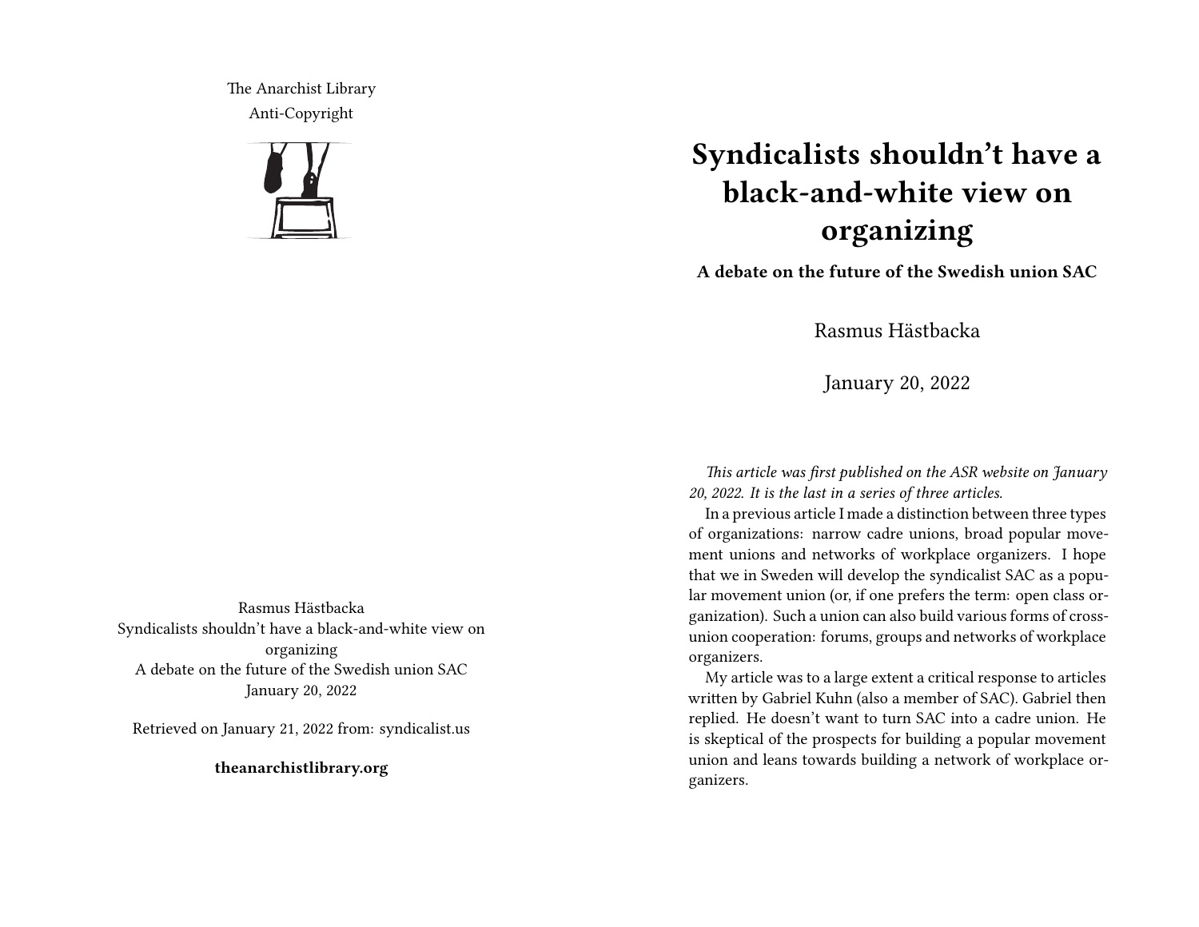The Anarchist Library
Anti-Copyright

Rasmus Hästbacka
Syndicalists shouldn’t have a black-and-white view on organizing
A debate on the future of the Swedish union SAC
January 20, 2022

Retrieved on January 21, 2022 from: syndicalist.us

**theanarchistlibrary.org**

# Syndicalists shouldn’t have a black-and-white view on organizing

**A debate on the future of the Swedish union SAC**

Rasmus Hästbacka

January 20, 2022

*This article was first published on the ASR website on January 20, 2022. It is the last in a series of three articles.*

In a previous article I made a distinction between three types of organizations: narrow cadre unions, broad popular movement unions and networks of workplace organizers. I hope that we in Sweden will develop the syndicalist SAC as a popular movement union (or, if one prefers the term: open class organization). Such a union can also build various forms of cross-union cooperation: forums, groups and networks of workplace organizers.

My article was to a large extent a critical response to articles written by Gabriel Kuhn (also a member of SAC). Gabriel then replied. He doesn’t want to turn SAC into a cadre union. He is skeptical of the prospects for building a popular movement union and leans towards building a network of workplace organizers.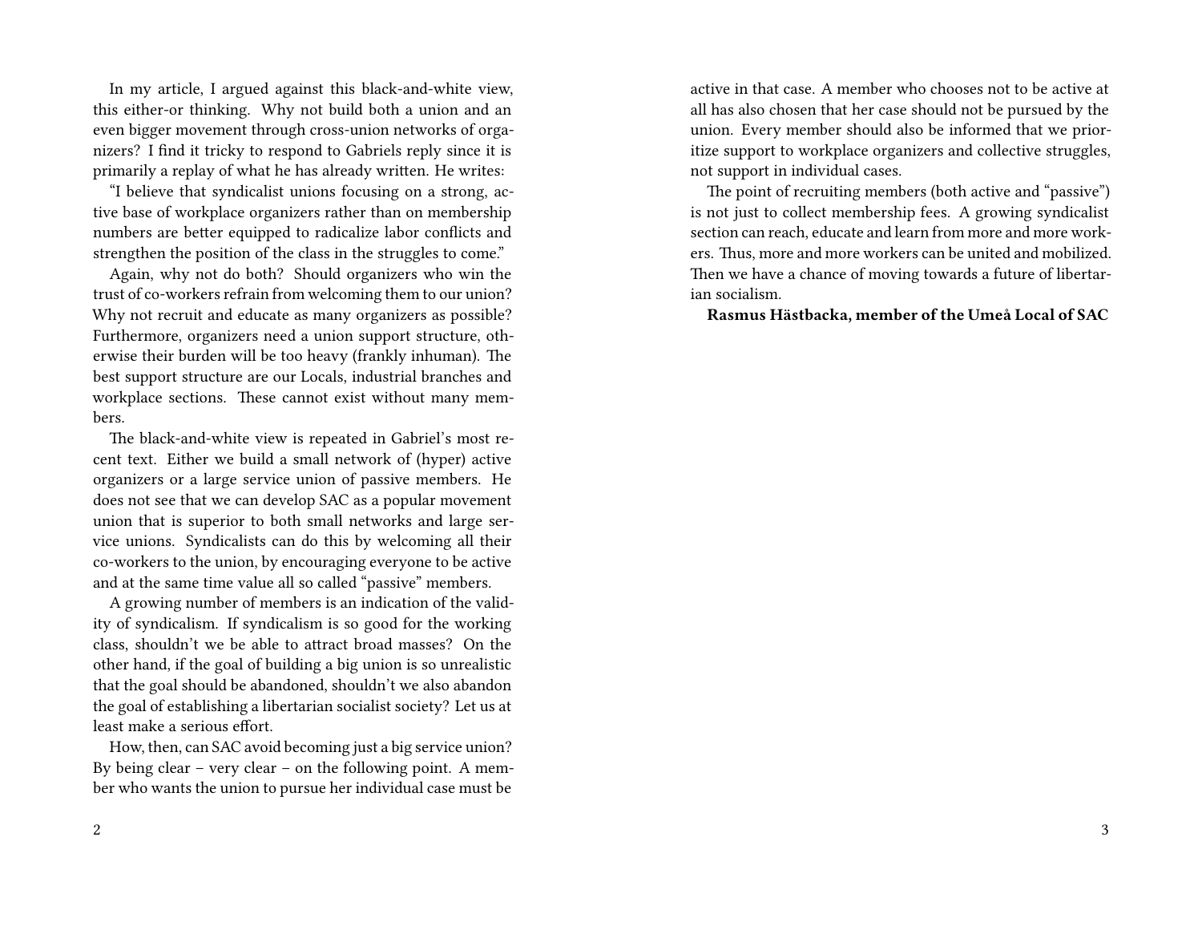In my article, I argued against this black-and-white view, this either-or thinking. Why not build both a union and an even bigger movement through cross-union networks of organizers? I find it tricky to respond to Gabriels reply since it is primarily a replay of what he has already written. He writes:

"I believe that syndicalist unions focusing on a strong, active base of workplace organizers rather than on membership numbers are better equipped to radicalize labor conflicts and strengthen the position of the class in the struggles to come."

Again, why not do both? Should organizers who win the trust of co-workers refrain from welcoming them to our union? Why not recruit and educate as many organizers as possible? Furthermore, organizers need a union support structure, otherwise their burden will be too heavy (frankly inhuman). The best support structure are our Locals, industrial branches and workplace sections. These cannot exist without many members.

The black-and-white view is repeated in Gabriel's most recent text. Either we build a small network of (hyper) active organizers or a large service union of passive members. He does not see that we can develop SAC as a popular movement union that is superior to both small networks and large service unions. Syndicalists can do this by welcoming all their co-workers to the union, by encouraging everyone to be active and at the same time value all so called "passive" members.

A growing number of members is an indication of the validity of syndicalism. If syndicalism is so good for the working class, shouldn't we be able to attract broad masses? On the other hand, if the goal of building a big union is so unrealistic that the goal should be abandoned, shouldn't we also abandon the goal of establishing a libertarian socialist society? Let us at least make a serious effort.

How, then, can SAC avoid becoming just a big service union? By being clear – very clear – on the following point. A member who wants the union to pursue her individual case must be active in that case. A member who chooses not to be active at all has also chosen that her case should not be pursued by the union. Every member should also be informed that we prioritize support to workplace organizers and collective struggles, not support in individual cases.

The point of recruiting members (both active and "passive") is not just to collect membership fees. A growing syndicalist section can reach, educate and learn from more and more workers. Thus, more and more workers can be united and mobilized. Then we have a chance of moving towards a future of libertarian socialism.

**Rasmus Hästbacka, member of the Umeå Local of SAC**